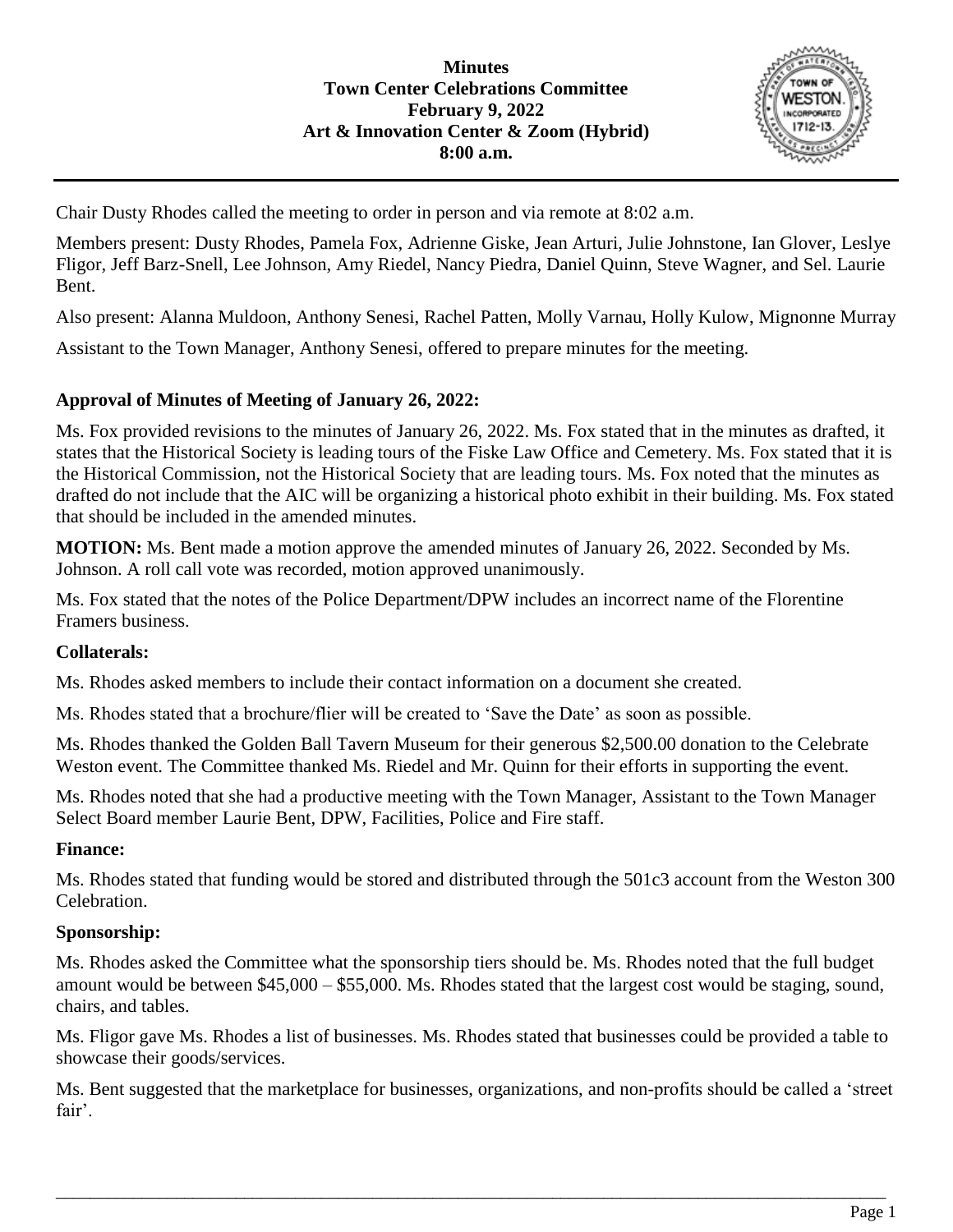**Minutes**
**Town Center Celebrations Committee**
**February 9, 2022**
**Art & Innovation Center & Zoom (Hybrid)**
**8:00 a.m.**

Chair Dusty Rhodes called the meeting to order in person and via remote at 8:02 a.m.

Members present: Dusty Rhodes, Pamela Fox, Adrienne Giske, Jean Arturi, Julie Johnstone, Ian Glover, Leslye Fligor, Jeff Barz-Snell, Lee Johnson, Amy Riedel, Nancy Piedra, Daniel Quinn, Steve Wagner, and Sel. Laurie Bent.

Also present: Alanna Muldoon, Anthony Senesi, Rachel Patten, Molly Varnau, Holly Kulow, Mignonne Murray

Assistant to the Town Manager, Anthony Senesi, offered to prepare minutes for the meeting.

**Approval of Minutes of Meeting of January 26, 2022:**

Ms. Fox provided revisions to the minutes of January 26, 2022. Ms. Fox stated that in the minutes as drafted, it states that the Historical Society is leading tours of the Fiske Law Office and Cemetery. Ms. Fox stated that it is the Historical Commission, not the Historical Society that are leading tours. Ms. Fox noted that the minutes as drafted do not include that the AIC will be organizing a historical photo exhibit in their building. Ms. Fox stated that should be included in the amended minutes.

**MOTION:** Ms. Bent made a motion approve the amended minutes of January 26, 2022. Seconded by Ms. Johnson. A roll call vote was recorded, motion approved unanimously.

Ms. Fox stated that the notes of the Police Department/DPW includes an incorrect name of the Florentine Framers business.

**Collaterals:**

Ms. Rhodes asked members to include their contact information on a document she created.

Ms. Rhodes stated that a brochure/flier will be created to 'Save the Date' as soon as possible.

Ms. Rhodes thanked the Golden Ball Tavern Museum for their generous $2,500.00 donation to the Celebrate Weston event. The Committee thanked Ms. Riedel and Mr. Quinn for their efforts in supporting the event.

Ms. Rhodes noted that she had a productive meeting with the Town Manager, Assistant to the Town Manager Select Board member Laurie Bent, DPW, Facilities, Police and Fire staff.

**Finance:**

Ms. Rhodes stated that funding would be stored and distributed through the 501c3 account from the Weston 300 Celebration.

**Sponsorship:**

Ms. Rhodes asked the Committee what the sponsorship tiers should be. Ms. Rhodes noted that the full budget amount would be between $45,000 – $55,000. Ms. Rhodes stated that the largest cost would be staging, sound, chairs, and tables.

Ms. Fligor gave Ms. Rhodes a list of businesses. Ms. Rhodes stated that businesses could be provided a table to showcase their goods/services.

Ms. Bent suggested that the marketplace for businesses, organizations, and non-profits should be called a 'street fair'.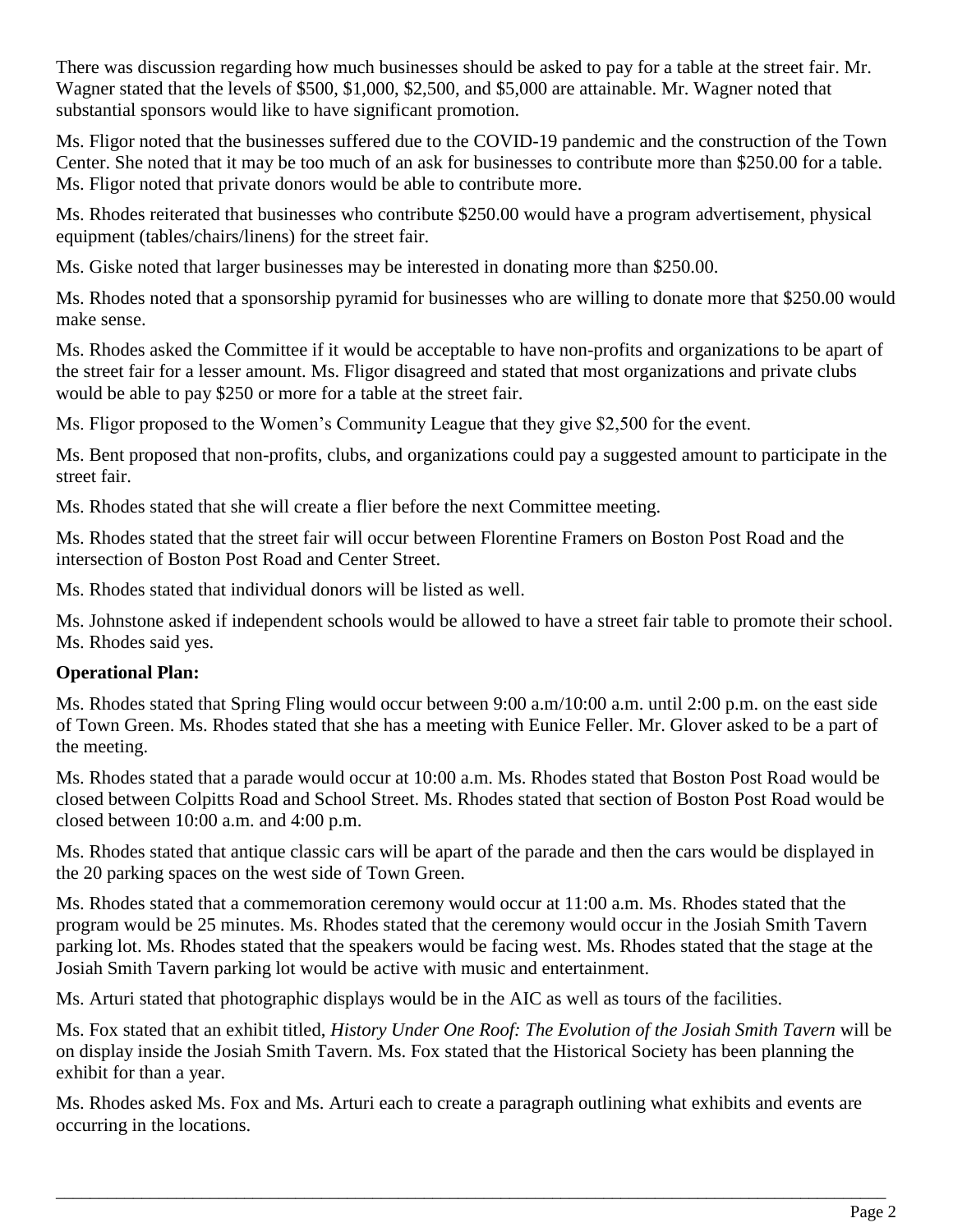There was discussion regarding how much businesses should be asked to pay for a table at the street fair. Mr. Wagner stated that the levels of $500, $1,000, $2,500, and $5,000 are attainable. Mr. Wagner noted that substantial sponsors would like to have significant promotion.

Ms. Fligor noted that the businesses suffered due to the COVID-19 pandemic and the construction of the Town Center. She noted that it may be too much of an ask for businesses to contribute more than $250.00 for a table. Ms. Fligor noted that private donors would be able to contribute more.

Ms. Rhodes reiterated that businesses who contribute $250.00 would have a program advertisement, physical equipment (tables/chairs/linens) for the street fair.

Ms. Giske noted that larger businesses may be interested in donating more than $250.00.

Ms. Rhodes noted that a sponsorship pyramid for businesses who are willing to donate more that $250.00 would make sense.

Ms. Rhodes asked the Committee if it would be acceptable to have non-profits and organizations to be apart of the street fair for a lesser amount. Ms. Fligor disagreed and stated that most organizations and private clubs would be able to pay $250 or more for a table at the street fair.

Ms. Fligor proposed to the Women's Community League that they give $2,500 for the event.

Ms. Bent proposed that non-profits, clubs, and organizations could pay a suggested amount to participate in the street fair.

Ms. Rhodes stated that she will create a flier before the next Committee meeting.

Ms. Rhodes stated that the street fair will occur between Florentine Framers on Boston Post Road and the intersection of Boston Post Road and Center Street.

Ms. Rhodes stated that individual donors will be listed as well.

Ms. Johnstone asked if independent schools would be allowed to have a street fair table to promote their school. Ms. Rhodes said yes.

**Operational Plan:**

Ms. Rhodes stated that Spring Fling would occur between 9:00 a.m/10:00 a.m. until 2:00 p.m. on the east side of Town Green. Ms. Rhodes stated that she has a meeting with Eunice Feller. Mr. Glover asked to be a part of the meeting.

Ms. Rhodes stated that a parade would occur at 10:00 a.m. Ms. Rhodes stated that Boston Post Road would be closed between Colpitts Road and School Street. Ms. Rhodes stated that section of Boston Post Road would be closed between 10:00 a.m. and 4:00 p.m.

Ms. Rhodes stated that antique classic cars will be apart of the parade and then the cars would be displayed in the 20 parking spaces on the west side of Town Green.

Ms. Rhodes stated that a commemoration ceremony would occur at 11:00 a.m. Ms. Rhodes stated that the program would be 25 minutes. Ms. Rhodes stated that the ceremony would occur in the Josiah Smith Tavern parking lot. Ms. Rhodes stated that the speakers would be facing west. Ms. Rhodes stated that the stage at the Josiah Smith Tavern parking lot would be active with music and entertainment.

Ms. Arturi stated that photographic displays would be in the AIC as well as tours of the facilities.

Ms. Fox stated that an exhibit titled, *History Under One Roof: The Evolution of the Josiah Smith Tavern* will be on display inside the Josiah Smith Tavern. Ms. Fox stated that the Historical Society has been planning the exhibit for than a year.

Ms. Rhodes asked Ms. Fox and Ms. Arturi each to create a paragraph outlining what exhibits and events are occurring in the locations.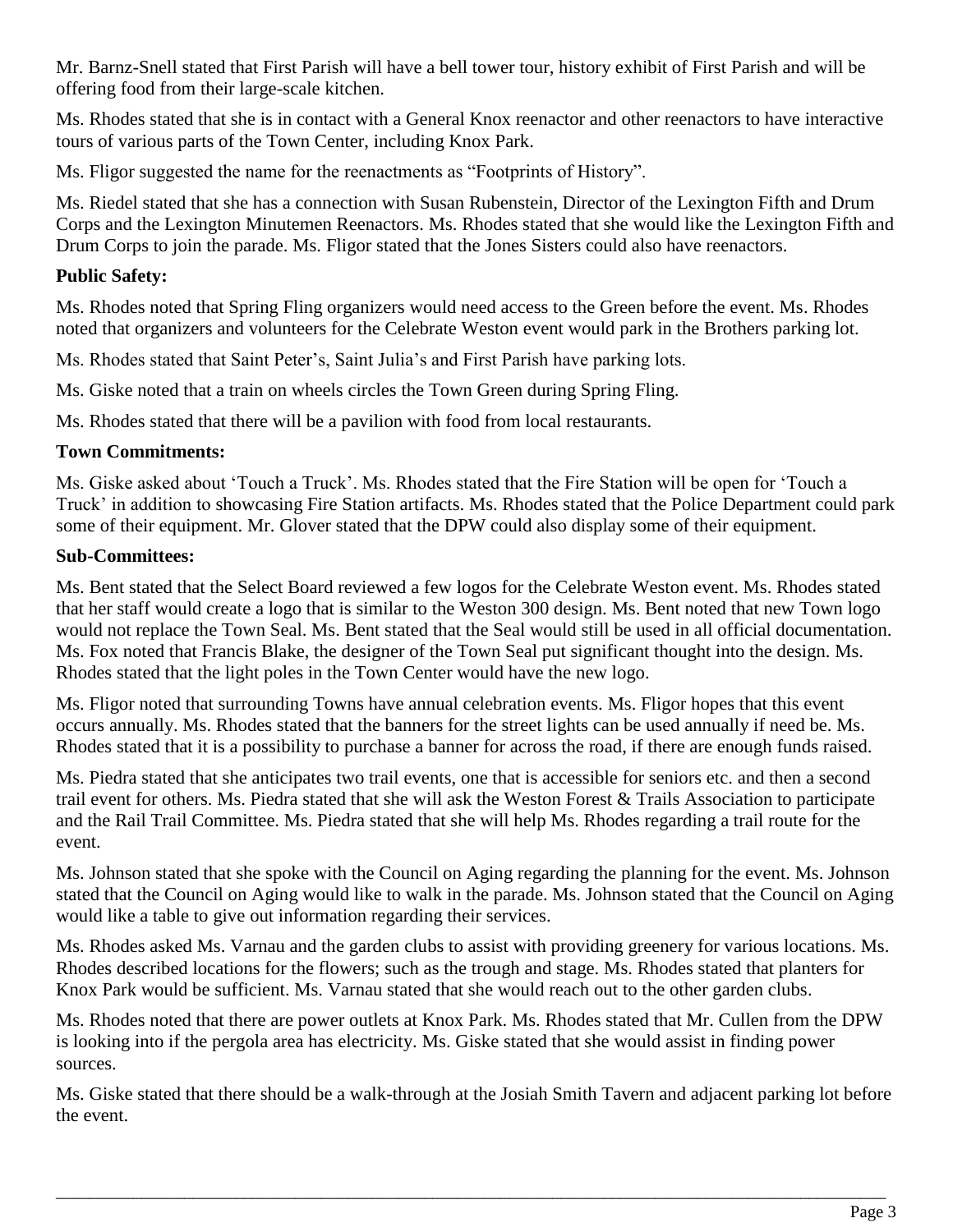Mr. Barnz-Snell stated that First Parish will have a bell tower tour, history exhibit of First Parish and will be offering food from their large-scale kitchen.

Ms. Rhodes stated that she is in contact with a General Knox reenactor and other reenactors to have interactive tours of various parts of the Town Center, including Knox Park.

Ms. Fligor suggested the name for the reenactments as "Footprints of History".

Ms. Riedel stated that she has a connection with Susan Rubenstein, Director of the Lexington Fifth and Drum Corps and the Lexington Minutemen Reenactors. Ms. Rhodes stated that she would like the Lexington Fifth and Drum Corps to join the parade. Ms. Fligor stated that the Jones Sisters could also have reenactors.

**Public Safety:**

Ms. Rhodes noted that Spring Fling organizers would need access to the Green before the event. Ms. Rhodes noted that organizers and volunteers for the Celebrate Weston event would park in the Brothers parking lot.

Ms. Rhodes stated that Saint Peter's, Saint Julia's and First Parish have parking lots.

Ms. Giske noted that a train on wheels circles the Town Green during Spring Fling.

Ms. Rhodes stated that there will be a pavilion with food from local restaurants.

**Town Commitments:**

Ms. Giske asked about 'Touch a Truck'. Ms. Rhodes stated that the Fire Station will be open for 'Touch a Truck' in addition to showcasing Fire Station artifacts. Ms. Rhodes stated that the Police Department could park some of their equipment. Mr. Glover stated that the DPW could also display some of their equipment.

**Sub-Committees:**

Ms. Bent stated that the Select Board reviewed a few logos for the Celebrate Weston event. Ms. Rhodes stated that her staff would create a logo that is similar to the Weston 300 design. Ms. Bent noted that new Town logo would not replace the Town Seal. Ms. Bent stated that the Seal would still be used in all official documentation. Ms. Fox noted that Francis Blake, the designer of the Town Seal put significant thought into the design. Ms. Rhodes stated that the light poles in the Town Center would have the new logo.

Ms. Fligor noted that surrounding Towns have annual celebration events. Ms. Fligor hopes that this event occurs annually. Ms. Rhodes stated that the banners for the street lights can be used annually if need be. Ms. Rhodes stated that it is a possibility to purchase a banner for across the road, if there are enough funds raised.

Ms. Piedra stated that she anticipates two trail events, one that is accessible for seniors etc. and then a second trail event for others. Ms. Piedra stated that she will ask the Weston Forest & Trails Association to participate and the Rail Trail Committee. Ms. Piedra stated that she will help Ms. Rhodes regarding a trail route for the event.

Ms. Johnson stated that she spoke with the Council on Aging regarding the planning for the event. Ms. Johnson stated that the Council on Aging would like to walk in the parade. Ms. Johnson stated that the Council on Aging would like a table to give out information regarding their services.

Ms. Rhodes asked Ms. Varnau and the garden clubs to assist with providing greenery for various locations. Ms. Rhodes described locations for the flowers; such as the trough and stage. Ms. Rhodes stated that planters for Knox Park would be sufficient. Ms. Varnau stated that she would reach out to the other garden clubs.

Ms. Rhodes noted that there are power outlets at Knox Park. Ms. Rhodes stated that Mr. Cullen from the DPW is looking into if the pergola area has electricity. Ms. Giske stated that she would assist in finding power sources.

Ms. Giske stated that there should be a walk-through at the Josiah Smith Tavern and adjacent parking lot before the event.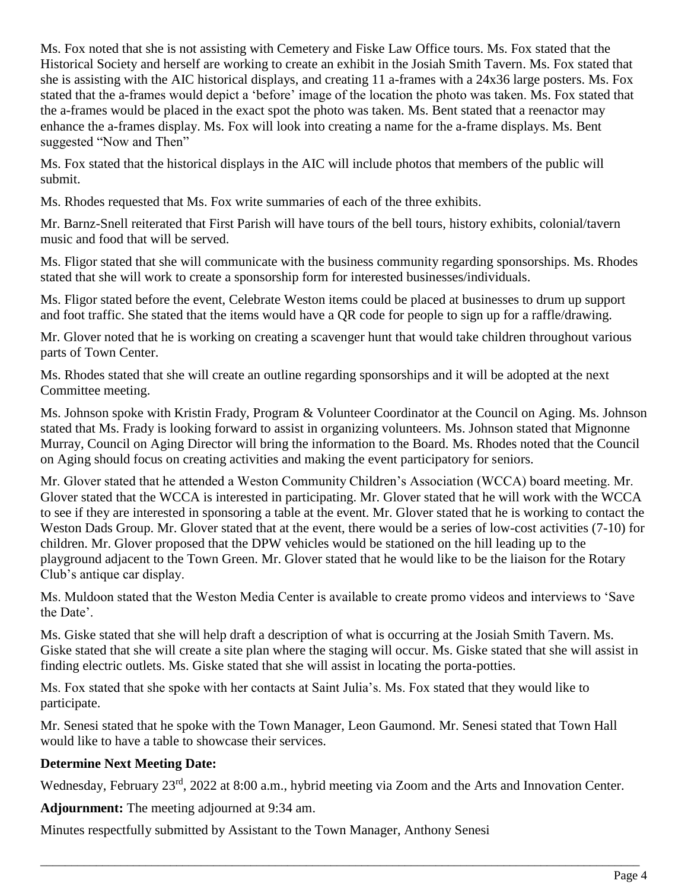Ms. Fox noted that she is not assisting with Cemetery and Fiske Law Office tours. Ms. Fox stated that the Historical Society and herself are working to create an exhibit in the Josiah Smith Tavern. Ms. Fox stated that she is assisting with the AIC historical displays, and creating 11 a-frames with a 24x36 large posters. Ms. Fox stated that the a-frames would depict a 'before' image of the location the photo was taken. Ms. Fox stated that the a-frames would be placed in the exact spot the photo was taken. Ms. Bent stated that a reenactor may enhance the a-frames display. Ms. Fox will look into creating a name for the a-frame displays. Ms. Bent suggested "Now and Then"

Ms. Fox stated that the historical displays in the AIC will include photos that members of the public will submit.

Ms. Rhodes requested that Ms. Fox write summaries of each of the three exhibits.

Mr. Barnz-Snell reiterated that First Parish will have tours of the bell tours, history exhibits, colonial/tavern music and food that will be served.

Ms. Fligor stated that she will communicate with the business community regarding sponsorships. Ms. Rhodes stated that she will work to create a sponsorship form for interested businesses/individuals.

Ms. Fligor stated before the event, Celebrate Weston items could be placed at businesses to drum up support and foot traffic. She stated that the items would have a QR code for people to sign up for a raffle/drawing.

Mr. Glover noted that he is working on creating a scavenger hunt that would take children throughout various parts of Town Center.

Ms. Rhodes stated that she will create an outline regarding sponsorships and it will be adopted at the next Committee meeting.

Ms. Johnson spoke with Kristin Frady, Program & Volunteer Coordinator at the Council on Aging. Ms. Johnson stated that Ms. Frady is looking forward to assist in organizing volunteers. Ms. Johnson stated that Mignonne Murray, Council on Aging Director will bring the information to the Board. Ms. Rhodes noted that the Council on Aging should focus on creating activities and making the event participatory for seniors.

Mr. Glover stated that he attended a Weston Community Children's Association (WCCA) board meeting. Mr. Glover stated that the WCCA is interested in participating. Mr. Glover stated that he will work with the WCCA to see if they are interested in sponsoring a table at the event. Mr. Glover stated that he is working to contact the Weston Dads Group. Mr. Glover stated that at the event, there would be a series of low-cost activities (7-10) for children. Mr. Glover proposed that the DPW vehicles would be stationed on the hill leading up to the playground adjacent to the Town Green. Mr. Glover stated that he would like to be the liaison for the Rotary Club's antique car display.

Ms. Muldoon stated that the Weston Media Center is available to create promo videos and interviews to 'Save the Date'.

Ms. Giske stated that she will help draft a description of what is occurring at the Josiah Smith Tavern. Ms. Giske stated that she will create a site plan where the staging will occur. Ms. Giske stated that she will assist in finding electric outlets. Ms. Giske stated that she will assist in locating the porta-potties.

Ms. Fox stated that she spoke with her contacts at Saint Julia's. Ms. Fox stated that they would like to participate.

Mr. Senesi stated that he spoke with the Town Manager, Leon Gaumond. Mr. Senesi stated that Town Hall would like to have a table to showcase their services.

**Determine Next Meeting Date:**

Wednesday, February 23rd, 2022 at 8:00 a.m., hybrid meeting via Zoom and the Arts and Innovation Center.

**Adjournment:** The meeting adjourned at 9:34 am.

Minutes respectfully submitted by Assistant to the Town Manager, Anthony Senesi